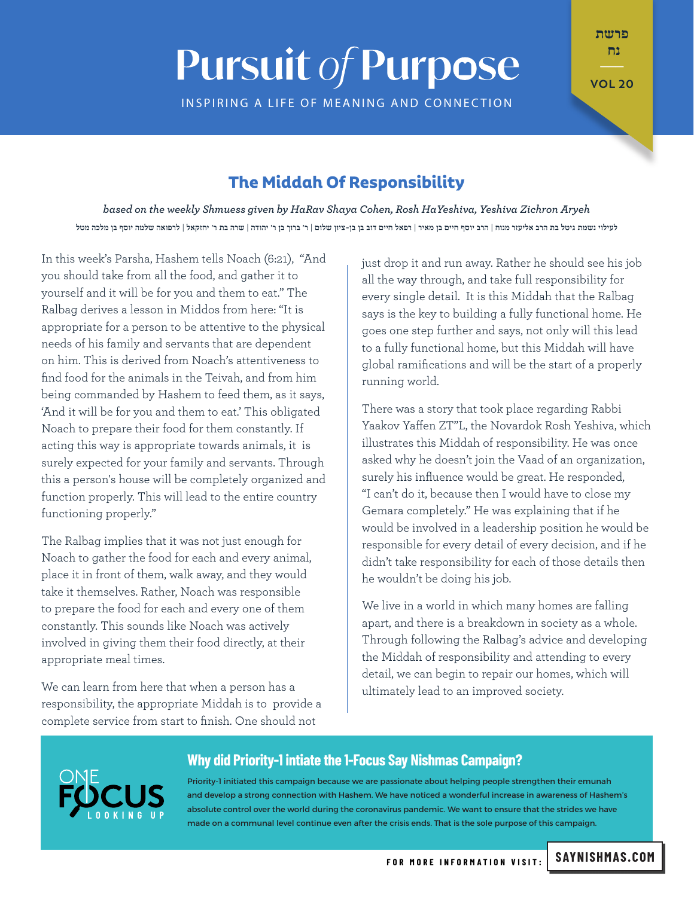# Pursuit of Purpose

INSPIRING A LIFE OF MEANING AND CONNECTION

פרשת נח

VOL 20

## The Middah Of Responsibility

*based on the weekly Shmuess given by HaRav Shaya Cohen, Rosh HaYeshiva, Yeshiva Zichron Aryeh*

לעילוי נשמת גיטל בת הרב אליעזר מנוח | הרב יוסף חיים בן מאיר | רפאל חיים דוב בן בן-ציון שלום | ר' ברוך בן ר' יהודה | שרה בת ר' יחזקאל | לרפואה שלמה יוסף בן מלכה מטל

In this week's Parsha, Hashem tells Noach (6:21), "And you should take from all the food, and gather it to yourself and it will be for you and them to eat." The Ralbag derives a lesson in Middos from here: "It is appropriate for a person to be attentive to the physical needs of his family and servants that are dependent on him. This is derived from Noach's attentiveness to find food for the animals in the Teivah, and from him being commanded by Hashem to feed them, as it says, 'And it will be for you and them to eat.' This obligated Noach to prepare their food for them constantly. If acting this way is appropriate towards animals, it is surely expected for your family and servants. Through this a person's house will be completely organized and function properly. This will lead to the entire country functioning properly."

The Ralbag implies that it was not just enough for Noach to gather the food for each and every animal, place it in front of them, walk away, and they would take it themselves. Rather, Noach was responsible to prepare the food for each and every one of them constantly. This sounds like Noach was actively involved in giving them their food directly, at their appropriate meal times.

We can learn from here that when a person has a responsibility, the appropriate Middah is to provide a complete service from start to finish. One should not just drop it and run away. Rather he should see his job all the way through, and take full responsibility for every single detail. It is this Middah that the Ralbag says is the key to building a fully functional home. He goes one step further and says, not only will this lead to a fully functional home, but this Middah will have global ramifications and will be the start of a properly running world.

There was a story that took place regarding Rabbi Yaakov Yaffen ZT"L, the Novardok Rosh Yeshiva, which illustrates this Middah of responsibility. He was once asked why he doesn't join the Vaad of an organization, surely his influence would be great. He responded, "I can't do it, because then I would have to close my Gemara completely." He was explaining that if he would be involved in a leadership position he would be responsible for every detail of every decision, and if he didn't take responsibility for each of those details then he wouldn't be doing his job.

We live in a world in which many homes are falling apart, and there is a breakdown in society as a whole. Through following the Ralbag's advice and developing the Middah of responsibility and attending to every detail, we can begin to repair our homes, which will ultimately lead to an improved society.

ONE FOCUS LOOKING UP

### Why did Priority-1 intiate the 1-Focus Say Nishmas Campaign?

Priority-1 initiated this campaign because we are passionate about helping people strengthen their emunah and develop a strong connection with Hashem. We have noticed a wonderful increase in awareness of Hashem's absolute control over the world during the coronavirus pandemic. We want to ensure that the strides we have made on a communal level continue even after the crisis ends. That is the sole purpose of this campaign.

FOR MORE INFORMATION VISIT: **SAYNISHMAS.COM**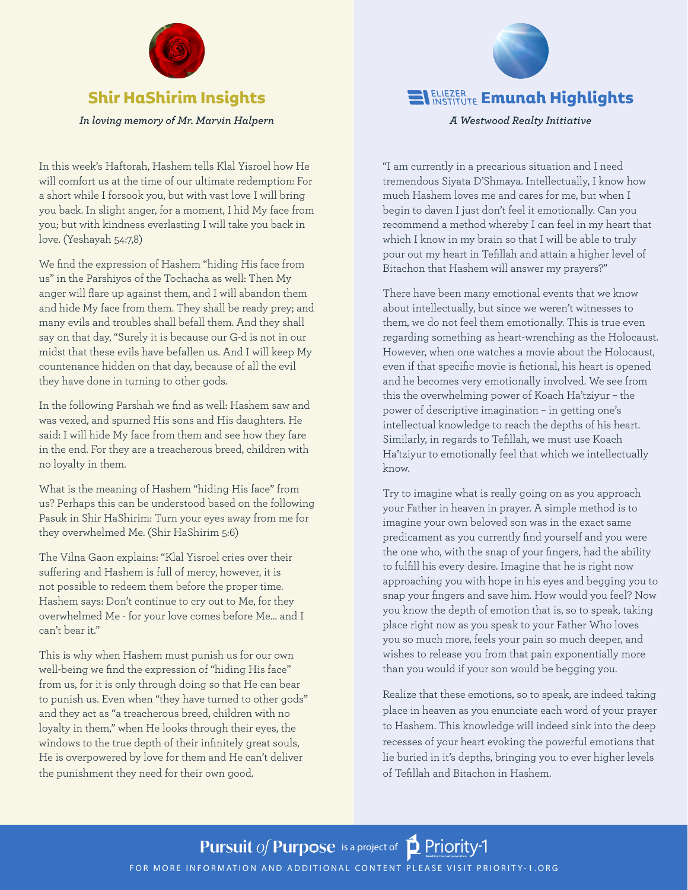## Shir HaShirim Insights

*In loving memory of Mr. Marvin Halpern*

In this week's Haftorah, Hashem tells Klal Yisroel how He will comfort us at the time of our ultimate redemption: For a short while I forsook you, but with vast love I will bring you back. In slight anger, for a moment, I hid My face from you; but with kindness everlasting I will take you back in love. (Yeshayah 54:7,8)

We find the expression of Hashem "hiding His face from us" in the Parshiyos of the Tochacha as well: Then My anger will flare up against them, and I will abandon them and hide My face from them. They shall be ready prey; and many evils and troubles shall befall them. And they shall say on that day, "Surely it is because our G-d is not in our midst that these evils have befallen us. And I will keep My countenance hidden on that day, because of all the evil they have done in turning to other gods.

In the following Parshah we find as well: Hashem saw and was vexed, and spurned His sons and His daughters. He said: I will hide My face from them and see how they fare in the end. For they are a treacherous breed, children with no loyalty in them.

What is the meaning of Hashem "hiding His face" from us? Perhaps this can be understood based on the following Pasuk in Shir HaShirim: Turn your eyes away from me for they overwhelmed Me. (Shir HaShirim 5:6)

The Vilna Gaon explains: "Klal Yisroel cries over their suffering and Hashem is full of mercy, however, it is not possible to redeem them before the proper time. Hashem says: Don't continue to cry out to Me, for they overwhelmed Me - for your love comes before Me... and I can't bear it."

This is why when Hashem must punish us for our own well-being we find the expression of "hiding His face" from us, for it is only through doing so that He can bear to punish us. Even when "they have turned to other gods" and they act as "a treacherous breed, children with no loyalty in them," when He looks through their eyes, the windows to the true depth of their infinitely great souls, He is overpowered by love for them and He can't deliver the punishment they need for their own good.

## Eliezer Institute Emunah Highlights

*A Westwood Realty Initiative*

"I am currently in a precarious situation and I need tremendous Siyata D'Shmaya. Intellectually, I know how much Hashem loves me and cares for me, but when I begin to daven I just don't feel it emotionally. Can you recommend a method whereby I can feel in my heart that which I know in my brain so that I will be able to truly pour out my heart in Tefillah and attain a higher level of Bitachon that Hashem will answer my prayers?"

There have been many emotional events that we know about intellectually, but since we weren't witnesses to them, we do not feel them emotionally. This is true even regarding something as heart-wrenching as the Holocaust. However, when one watches a movie about the Holocaust, even if that specific movie is fictional, his heart is opened and he becomes very emotionally involved. We see from this the overwhelming power of Koach Ha'tziyur – the power of descriptive imagination – in getting one's intellectual knowledge to reach the depths of his heart. Similarly, in regards to Tefillah, we must use Koach Ha'tziyur to emotionally feel that which we intellectually know.

Try to imagine what is really going on as you approach your Father in heaven in prayer. A simple method is to imagine your own beloved son was in the exact same predicament as you currently find yourself and you were the one who, with the snap of your fingers, had the ability to fulfill his every desire. Imagine that he is right now approaching you with hope in his eyes and begging you to snap your fingers and save him. How would you feel? Now you know the depth of emotion that is, so to speak, taking place right now as you speak to your Father Who loves you so much more, feels your pain so much deeper, and wishes to release you from that pain exponentially more than you would if your son would be begging you.

Realize that these emotions, so to speak, are indeed taking place in heaven as you enunciate each word of your prayer to Hashem. This knowledge will indeed sink into the deep recesses of your heart evoking the powerful emotions that lie buried in it's depths, bringing you to ever higher levels of Tefillah and Bitachon in Hashem.

**Pursuit *of* Purpose** is a project of Priority-1

FOR MORE INFORMATION AND ADDITIONAL CONTENT PLEASE VISIT PRIORITY-1.ORG